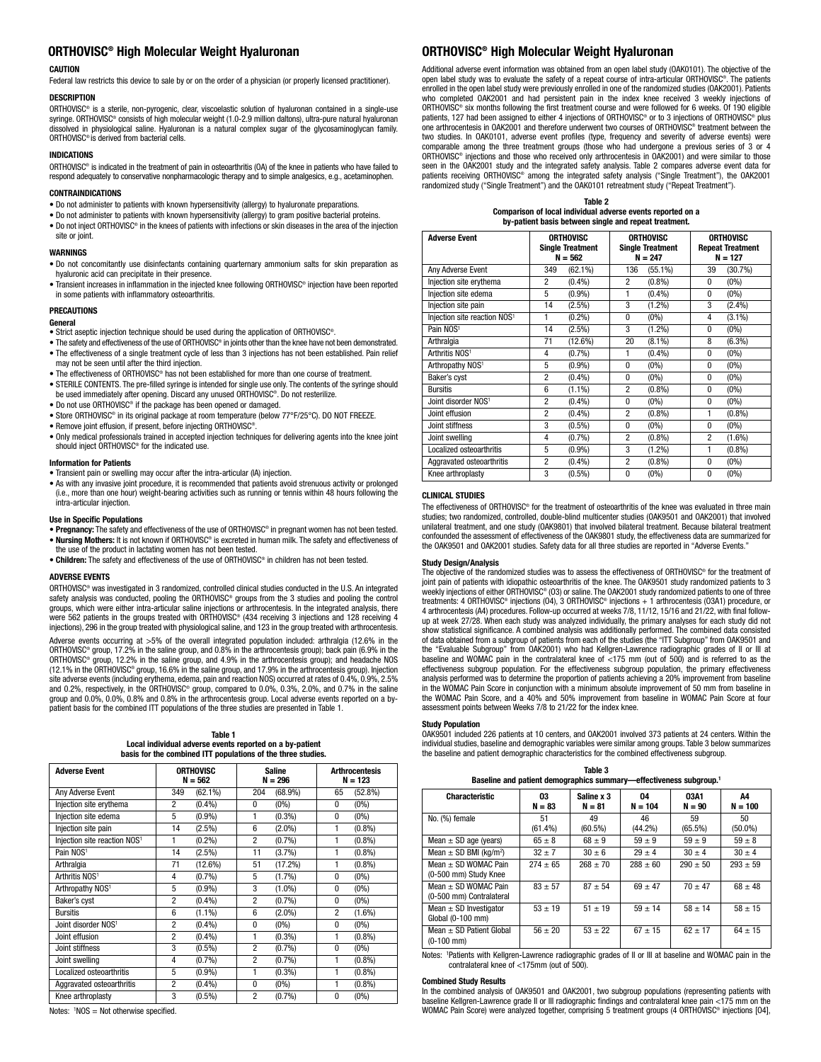# ORTHOVISC® High Molecular Weight Hyaluronan

### CAUTION

Federal law restricts this device to sale by or on the order of a physician (or properly licensed practitioner).

### DESCRIPTION

ORTHOVISC® is a sterile, non-pyrogenic, clear, viscoelastic solution of hyaluronan contained in a single-use syringe. ORTHOVISC® consists of high molecular weight (1.0-2.9 million daltons), ultra-pure natural hyaluronan dissolved in physiological saline. Hyaluronan is a natural complex sugar of the glycosaminoglycan family. ORTHOVISC® is derived from bacterial cells.

### INDICATIONS

ORTHOVISC® is indicated in the treatment of pain in osteoarthritis (OA) of the knee in patients who have failed to respond adequately to conservative nonpharmacologic therapy and to simple analgesics, e.g., acetaminophen.

### CONTRAINDICATIONS

- Do not administer to patients with known hypersensitivity (allergy) to hyaluronate preparations.
- Do not administer to patients with known hypersensitivity (allergy) to gram positive bacterial proteins.
- Do not inject ORTHOVISC® in the knees of patients with infections or skin diseases in the area of the injection site or joint.

### WARNINGS

- Do not concomitantly use disinfectants containing quarternary ammonium salts for skin preparation as hyaluronic acid can precipitate in their presence.
- Transient increases in inflammation in the injected knee following ORTHOVISC® injection have been reported in some patients with inflammatory osteoarthritis.

### PRECAUTIONS

#### General

- Strict aseptic injection technique should be used during the application of ORTHOVISC®.
- The safety and effectiveness of the use of ORTHOVISC® in joints other than the knee have not been demonstrated.
- The effectiveness of a single treatment cycle of less than 3 injections has not been established. Pain relief may not be seen until after the third injection.
- The effectiveness of ORTHOVISC® has not been established for more than one course of treatment.
- STERILE CONTENTS. The pre-filled syringe is intended for single use only. The contents of the syringe should be used immediately after opening. Discard any unused ORTHOVISC®. Do not resterilize.
- Do not use ORTHOVISC® if the package has been opened or damaged.
- Store ORTHOVISC® in its original package at room temperature (below 77°F/25°C). DO NOT FREEZE.
- Remove joint effusion, if present, before injecting ORTHOVISC®.
- Only medical professionals trained in accepted injection techniques for delivering agents into the knee joint should inject ORTHOVISC® for the indicated use.

#### Information for Patients

- Transient pain or swelling may occur after the intra-articular (IA) injection.
- As with any invasive joint procedure, it is recommended that patients avoid strenuous activity or prolonged (i.e., more than one hour) weight-bearing activities such as running or tennis within 48 hours following the intra-articular injection.

#### Use in Specific Populations

- **Pregnancy:** The safety and effectiveness of the use of ORTHOVISC® in pregnant women has not been tested.
- **Nursing Mothers:** It is not known if ORTHOVISC® is excreted in human milk. The safety and effectiveness of the use of the product in lactating women has not been tested.
- **Children:** The safety and effectiveness of the use of ORTHOVISC® in children has not been tested.

### ADVERSE EVENTS

ORTHOVISC® was investigated in 3 randomized, controlled clinical studies conducted in the U.S. An integrated safety analysis was conducted, pooling the ORTHOVISC® groups from the 3 studies and pooling the control groups, which were either intra-articular saline injections or arthrocentesis. In the integrated analysis, there were 562 patients in the groups treated with ORTHOVISC® (434 receiving 3 injections and 128 receiving 4 injections), 296 in the groups treated with physiological saline, and 123 in the group treated with arthrocentesis.

Adverse events occurring at >5% of the overall integrated population included: arthralgia (12.6% in the ORTHOVISC® group, 17.2% in the saline group, and 0.8% in the arthrocentesis group); back pain (6.9% in the ORTHOVISC® group, 12.2% in the saline group, and 4.9% in the arthrocentesis group); and headache NOS (12.1% in the ORTHOVISC® group, 16.6% in the saline group, and 17.9% in the arthrocentesis group). Injection site adverse events (including erythema, edema, pain and reaction NOS) occurred at rates of 0.4%, 0.9%, 2.5% and 0.2%, respectively, in the ORTHOVISC® group, compared to 0.0%, 0.3%, 2.0%, and 0.7% in the saline group and 0.0%, 0.0%, 0.8% and 0.8% in the arthrocentesis group. Local adverse events reported on a by-patient basis for the combined ITT populations of the three studies are presented in Table 1.

**Table 1**
**Local individual adverse events reported on a by-patient basis for the combined ITT populations of the three studies.**

| Adverse Event | ORTHOVISC N = 562 | | Saline N = 296 | | Arthrocentesis N = 123 | |
|---|---|---|---|---|---|---|
| Any Adverse Event | 349 | (62.1%) | 204 | (68.9%) | 65 | (52.8%) |
| Injection site erythema | 2 | (0.4%) | 0 | (0%) | 0 | (0%) |
| Injection site edema | 5 | (0.9%) | 1 | (0.3%) | 0 | (0%) |
| Injection site pain | 14 | (2.5%) | 6 | (2.0%) | 1 | (0.8%) |
| Injection site reaction NOS[1] | 1 | (0.2%) | 2 | (0.7%) | 1 | (0.8%) |
| Pain NOS[1] | 14 | (2.5%) | 11 | (3.7%) | 1 | (0.8%) |
| Arthralgia | 71 | (12.6%) | 51 | (17.2%) | 1 | (0.8%) |
| Arthritis NOS[1] | 4 | (0.7%) | 5 | (1.7%) | 0 | (0%) |
| Arthropathy NOS[1] | 5 | (0.9%) | 3 | (1.0%) | 0 | (0%) |
| Baker's cyst | 2 | (0.4%) | 2 | (0.7%) | 0 | (0%) |
| Bursitis | 6 | (1.1%) | 6 | (2.0%) | 2 | (1.6%) |
| Joint disorder NOS[1] | 2 | (0.4%) | 0 | (0%) | 0 | (0%) |
| Joint effusion | 2 | (0.4%) | 1 | (0.3%) | 1 | (0.8%) |
| Joint stiffness | 3 | (0.5%) | 2 | (0.7%) | 0 | (0%) |
| Joint swelling | 4 | (0.7%) | 2 | (0.7%) | 1 | (0.8%) |
| Localized osteoarthritis | 5 | (0.9%) | 1 | (0.3%) | 1 | (0.8%) |
| Aggravated osteoarthritis | 2 | (0.4%) | 0 | (0%) | 1 | (0.8%) |
| Knee arthroplasty | 3 | (0.5%) | 2 | (0.7%) | 0 | (0%) |

Notes: [1]NOS = Not otherwise specified.

Additional adverse event information was obtained from an open label study (OAK0101). The objective of the open label study was to evaluate the safety of a repeat course of intra-articular ORTHOVISC®. The patients enrolled in the open label study were previously enrolled in one of the randomized studies (OAK2001). Patients who completed OAK2001 and had persistent pain in the index knee received 3 weekly injections of ORTHOVISC® six months following the first treatment course and were followed for 6 weeks. Of 190 eligible patients, 127 had been assigned to either 4 injections of ORTHOVISC® or to 3 injections of ORTHOVISC® plus one arthrocentesis in OAK2001 and therefore underwent two courses of ORTHOVISC® treatment between the two studies. In OAK0101, adverse event profiles (type, frequency and severity of adverse events) were comparable among the three treatment groups (those who had undergone a previous series of 3 or 4 ORTHOVISC® injections and those who received only arthrocentesis in OAK2001) and were similar to those seen in the OAK2001 study and the integrated safety analysis. Table 2 compares adverse event data for patients receiving ORTHOVISC® among the integrated safety analysis ("Single Treatment"), the OAK2001 randomized study ("Single Treatment") and the OAK0101 retreatment study ("Repeat Treatment").

**Table 2**
**Comparison of local individual adverse events reported on a by-patient basis between single and repeat treatment.**

| Adverse Event | ORTHOVISC Single Treatment N = 562 | | ORTHOVISC Single Treatment N = 247 | | ORTHOVISC Repeat Treatment N = 127 | |
|---|---|---|---|---|---|---|
| Any Adverse Event | 349 | (62.1%) | 136 | (55.1%) | 39 | (30.7%) |
| Injection site erythema | 2 | (0.4%) | 2 | (0.8%) | 0 | (0%) |
| Injection site edema | 5 | (0.9%) | 1 | (0.4%) | 0 | (0%) |
| Injection site pain | 14 | (2.5%) | 3 | (1.2%) | 3 | (2.4%) |
| Injection site reaction NOS[1] | 1 | (0.2%) | 0 | (0%) | 4 | (3.1%) |
| Pain NOS[1] | 14 | (2.5%) | 3 | (1.2%) | 0 | (0%) |
| Arthralgia | 71 | (12.6%) | 20 | (8.1%) | 8 | (6.3%) |
| Arthritis NOS[1] | 4 | (0.7%) | 1 | (0.4%) | 0 | (0%) |
| Arthropathy NOS[1] | 5 | (0.9%) | 0 | (0%) | 0 | (0%) |
| Baker's cyst | 2 | (0.4%) | 0 | (0%) | 0 | (0%) |
| Bursitis | 6 | (1.1%) | 2 | (0.8%) | 0 | (0%) |
| Joint disorder NOS[1] | 2 | (0.4%) | 0 | (0%) | 0 | (0%) |
| Joint effusion | 2 | (0.4%) | 2 | (0.8%) | 1 | (0.8%) |
| Joint stiffness | 3 | (0.5%) | 0 | (0%) | 0 | (0%) |
| Joint swelling | 4 | (0.7%) | 2 | (0.8%) | 2 | (1.6%) |
| Localized osteoarthritis | 5 | (0.9%) | 3 | (1.2%) | 1 | (0.8%) |
| Aggravated osteoarthritis | 2 | (0.4%) | 2 | (0.8%) | 0 | (0%) |
| Knee arthroplasty | 3 | (0.5%) | 0 | (0%) | 0 | (0%) |

### CLINICAL STUDIES

The effectiveness of ORTHOVISC® for the treatment of osteoarthritis of the knee was evaluated in three main studies; two randomized, controlled, double-blind multicenter studies (OAK9501 and OAK2001) that involved unilateral treatment, and one study (OAK9801) that involved bilateral treatment. Because bilateral treatment confounded the assessment of effectiveness of the OAK9801 study, the effectiveness data are summarized for the OAK9501 and OAK2001 studies. Safety data for all three studies are reported in "Adverse Events."

#### Study Design/Analysis

The objective of the randomized studies was to assess the effectiveness of ORTHOVISC® for the treatment of joint pain of patients with idiopathic osteoarthritis of the knee. The OAK9501 study randomized patients to 3 weekly injections of either ORTHOVISC® (O3) or saline. The OAK2001 study randomized patients to one of three treatments: 4 ORTHOVISC® injections (O4), 3 ORTHOVISC® injections + 1 arthrocentesis (O3A1) procedure, or 4 arthrocentesis (A4) procedures. Follow-up occurred at weeks 7/8, 11/12, 15/16 and 21/22, with final follow-up at week 27/28. When each study was analyzed individually, the primary analyses for each study did not show statistical significance. A combined analysis was additionally performed. The combined data consisted of data obtained from a subgroup of patients from each of the studies (the "ITT Subgroup" from OAK9501 and the "Evaluable Subgroup" from OAK2001) who had Kellgren-Lawrence radiographic grades of II or III at baseline and WOMAC pain in the contralateral knee of <175 mm (out of 500) and is referred to as the effectiveness subgroup population. For the effectiveness subgroup population, the primary effectiveness analysis performed was to determine the proportion of patients achieving a 20% improvement from baseline in the WOMAC Pain Score in conjunction with a minimum absolute improvement of 50 mm from baseline in the WOMAC Pain Score, and a 40% and 50% improvement from baseline in WOMAC Pain Score at four assessment points between Weeks 7/8 to 21/22 for the index knee.

#### Study Population

OAK9501 included 226 patients at 10 centers, and OAK2001 involved 373 patients at 24 centers. Within the individual studies, baseline and demographic variables were similar among groups. Table 3 below summarizes the baseline and patient demographic characteristics for the combined effectiveness subgroup.

**Table 3**
**Baseline and patient demographics summary—effectiveness subgroup.[1]**

| Characteristic | O3 N = 83 | Saline x 3 N = 81 | O4 N = 104 | O3A1 N = 90 | A4 N = 100 |
|---|---|---|---|---|---|
| No. (%) female | 51 (61.4%) | 49 (60.5%) | 46 (44.2%) | 59 (65.5%) | 50 (50.0%) |
| Mean ± SD age (years) | 65 ± 8 | 68 ± 9 | 59 ± 9 | 59 ± 9 | 59 ± 8 |
| Mean ± SD BMI (kg/m²) | 32 ± 7 | 30 ± 6 | 29 ± 4 | 30 ± 4 | 30 ± 4 |
| Mean ± SD WOMAC Pain (0-500 mm) Study Knee | 274 ± 65 | 268 ± 70 | 288 ± 60 | 290 ± 50 | 293 ± 59 |
| Mean ± SD WOMAC Pain (0-500 mm) Contralateral | 83 ± 57 | 87 ± 54 | 69 ± 47 | 70 ± 47 | 68 ± 48 |
| Mean ± SD Investigator Global (0-100 mm) | 53 ± 19 | 51 ± 19 | 59 ± 14 | 58 ± 14 | 58 ± 15 |
| Mean ± SD Patient Global (0-100 mm) | 56 ± 20 | 53 ± 22 | 67 ± 15 | 62 ± 17 | 64 ± 15 |

Notes: [1]Patients with Kellgren-Lawrence radiographic grades of II or III at baseline and WOMAC pain in the contralateral knee of <175mm (out of 500).

#### Combined Study Results

In the combined analysis of OAK9501 and OAK2001, two subgroup populations (representing patients with baseline Kellgren-Lawrence grade II or III radiographic findings and contralateral knee pain <175 mm on the WOMAC Pain Score) were analyzed together, comprising 5 treatment groups (4 ORTHOVISC® injections [O4],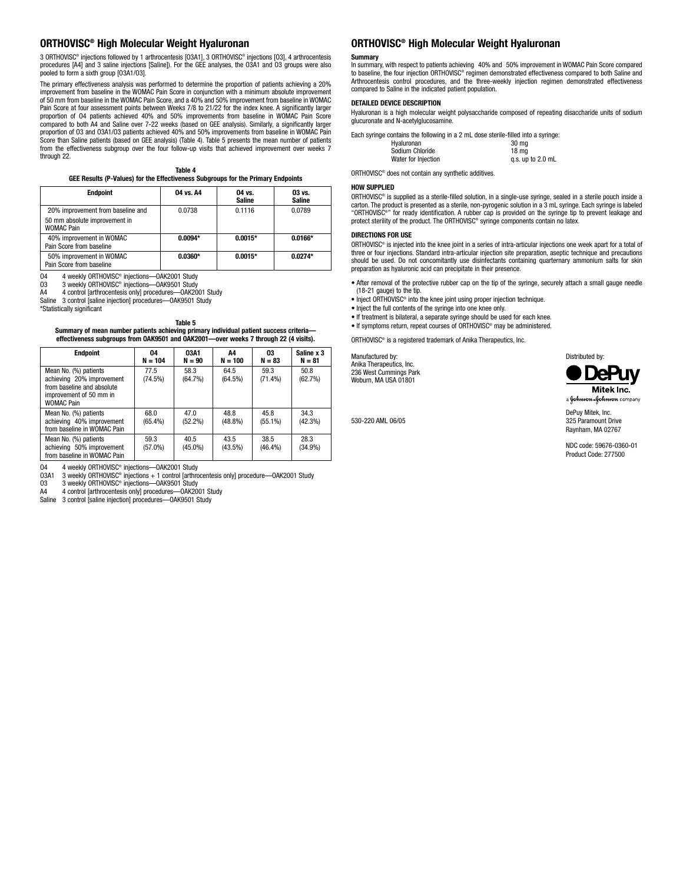3 ORTHOVISC® injections followed by 1 arthrocentesis [O3A1], 3 ORTHOVISC® injections [O3], 4 arthrocentesis procedures [A4] and 3 saline injections [Saline]). For the GEE analyses, the O3A1 and O3 groups were also pooled to form a sixth group [O3A1/O3].

The primary effectiveness analysis was performed to determine the proportion of patients achieving a 20% improvement from baseline in the WOMAC Pain Score in conjunction with a minimum absolute improvement of 50 mm from baseline in the WOMAC Pain Score, and a 40% and 50% improvement from baseline in WOMAC Pain Score at four assessment points between Weeks 7/8 to 21/22 for the index knee. A significantly larger proportion of O4 patients achieved 40% and 50% improvements from baseline in WOMAC Pain Score compared to both A4 and Saline over 7-22 weeks (based on GEE analysis). Similarly, a significantly larger proportion of O3 and O3A1/O3 patients achieved 40% and 50% improvements from baseline in WOMAC Pain Score than Saline patients (based on GEE analysis) (Table 4). Table 5 presents the mean number of patients from the effectiveness subgroup over the four follow-up visits that achieved improvement over weeks 7 through 22.

**Table 4**
**GEE Results (P-Values) for the Effectiveness Subgroups for the Primary Endpoints**

| Endpoint | O4 vs. A4 | O4 vs. Saline | O3 vs. Saline |
|---|---|---|---|
| 20% improvement from baseline and 50 mm absolute improvement in WOMAC Pain | 0.0738 | 0.1116 | 0.0789 |
| 40% improvement in WOMAC Pain Score from baseline | **0.0094*** | **0.0015*** | **0.0166*** |
| 50% improvement in WOMAC Pain Score from baseline | **0.0360*** | **0.0015*** | **0.0274*** |

O4 4 weekly ORTHOVISC® injections—OAK2001 Study
O3 3 weekly ORTHOVISC® injections—OAK9501 Study
A4 4 control [arthrocentesis only] procedures—OAK2001 Study
Saline 3 control [saline injection] procedures—OAK9501 Study
*Statistically significant

**Table 5**
**Summary of mean number patients achieving primary individual patient success criteria—effectiveness subgroups from OAK9501 and OAK2001—over weeks 7 through 22 (4 visits).**

| Endpoint | O4 N = 104 | O3A1 N = 90 | A4 N = 100 | O3 N = 83 | Saline x 3 N = 81 |
|---|---|---|---|---|---|
| Mean No. (%) patients achieving 20% improvement from baseline and absolute improvement of 50 mm in WOMAC Pain | 77.5 (74.5%) | 58.3 (64.7%) | 64.5 (64.5%) | 59.3 (71.4%) | 50.8 (62.7%) |
| Mean No. (%) patients achieving 40% improvement from baseline in WOMAC Pain | 68.0 (65.4%) | 47.0 (52.2%) | 48.8 (48.8%) | 45.8 (55.1%) | 34.3 (42.3%) |
| Mean No. (%) patients achieving 50% improvement from baseline in WOMAC Pain | 59.3 (57.0%) | 40.5 (45.0%) | 43.5 (43.5%) | 38.5 (46.4%) | 28.3 (34.9%) |

O4 4 weekly ORTHOVISC® injections—OAK2001 Study
O3A1 3 weekly ORTHOVISC® injections + 1 control [arthrocentesis only] procedure—OAK2001 Study
O3 3 weekly ORTHOVISC® injections—OAK9501 Study
A4 4 control [arthrocentesis only] procedures—OAK2001 Study
Saline 3 control [saline injection] procedures—OAK9501 Study

**Summary**
In summary, with respect to patients achieving 40% and 50% improvement in WOMAC Pain Score compared to baseline, the four injection ORTHOVISC® regimen demonstrated effectiveness compared to both Saline and Arthrocentesis control procedures, and the three-weekly injection regimen demonstrated effectiveness compared to Saline in the indicated patient population.

### DETAILED DEVICE DESCRIPTION

Hyaluronan is a high molecular weight polysaccharide composed of repeating disaccharide units of sodium glucuronate and N-acetylglucosamine.

Each syringe contains the following in a 2 mL dose sterile-filled into a syringe:

| | |
|---|---|
| Hyaluronan | 30 mg |
| Sodium Chloride | 18 mg |
| Water for Injection | q.s. up to 2.0 mL |

ORTHOVISC® does not contain any synthetic additives.

### HOW SUPPLIED

ORTHOVISC® is supplied as a sterile-filled solution, in a single-use syringe, sealed in a sterile pouch inside a carton. The product is presented as a sterile, non-pyrogenic solution in a 3 mL syringe. Each syringe is labeled "ORTHOVISC®" for ready identification. A rubber cap is provided on the syringe tip to prevent leakage and protect sterility of the product. The ORTHOVISC® syringe components contain no latex.

### DIRECTIONS FOR USE

ORTHOVISC® is injected into the knee joint in a series of intra-articular injections one week apart for a total of three or four injections. Standard intra-articular injection site preparation, aseptic technique and precautions should be used. Do not concomitantly use disinfectants containing quarternary ammonium salts for skin preparation as hyaluronic acid can precipitate in their presence.

- After removal of the protective rubber cap on the tip of the syringe, securely attach a small gauge needle (18-21 gauge) to the tip.
- Inject ORTHOVISC® into the knee joint using proper injection technique.
- Inject the full contents of the syringe into one knee only.
- If treatment is bilateral, a separate syringe should be used for each knee.
- If symptoms return, repeat courses of ORTHOVISC® may be administered.

ORTHOVISC® is a registered trademark of Anika Therapeutics, Inc.

Manufactured by:
Anika Therapeutics, Inc.
236 West Cummings Park
Woburn, MA USA 01801

530-220 AML 06/05

Distributed by:
DePuy Mitek Inc.
a Johnson & Johnson company

DePuy Mitek, Inc.
325 Paramount Drive
Raynham, MA 02767

NDC code: 59676-0360-01
Product Code: 277500